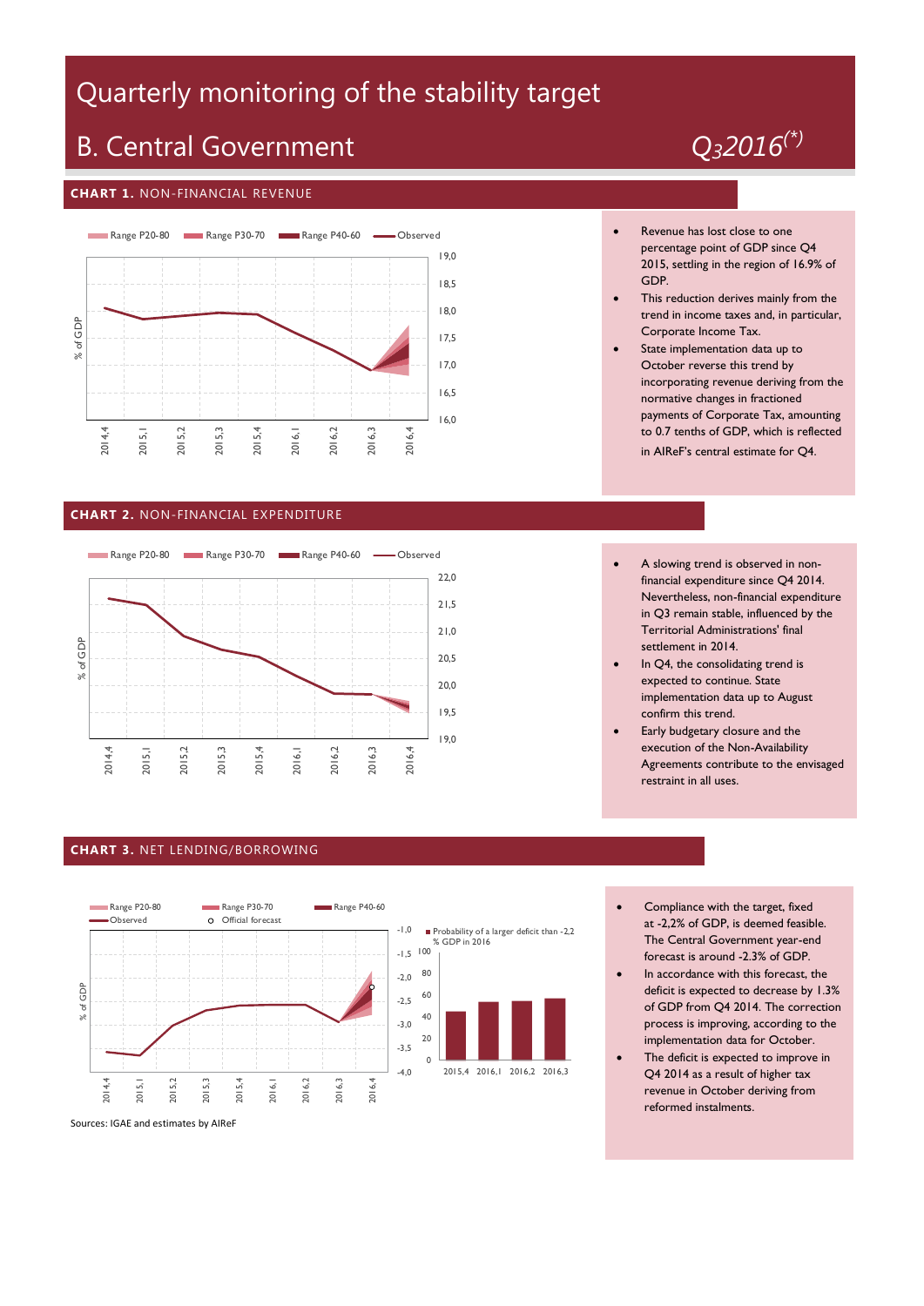# Quarterly monitoring of the stability target

## B. Central Government

*Q₃2016(*)*

### CHART 1. NON-FINANCIAL REVENUE

Range P20-80 | Range P30-70 | Range P40-60 | Observed

% of GDP

19,0 | 18,5 | 18,0 | 17,5 | 17,0 | 16,5 | 16,0

2014,4 | 2015,1 | 2015,2 | 2015,3 | 2015,4 | 2016,1 | 2016,2 | 2016,3 | 2016,4

- Revenue has lost close to one percentage point of GDP since Q4 2015, settling in the region of 16.9% of GDP.
- This reduction derives mainly from the trend in income taxes and, in particular, Corporate Income Tax.
- State implementation data up to October reverse this trend by incorporating revenue deriving from the normative changes in fractioned payments of Corporate Tax, amounting to 0.7 tenths of GDP, which is reflected in AIReF's central estimate for Q4.

### CHART 2. NON-FINANCIAL EXPENDITURE

Range P20-80 | Range P30-70 | Range P40-60 | Observed

% of GDP

22,0 | 21,5 | 21,0 | 20,5 | 20,0 | 19,5 | 19,0

2014,4 | 2015,1 | 2015,2 | 2015,3 | 2015,4 | 2016,1 | 2016,2 | 2016,3 | 2016,4

- A slowing trend is observed in non-financial expenditure since Q4 2014. Nevertheless, non-financial expenditure in Q3 remain stable, influenced by the Territorial Administrations' final settlement in 2014.
- In Q4, the consolidating trend is expected to continue. State implementation data up to August confirm this trend.
- Early budgetary closure and the execution of the Non-Availability Agreements contribute to the envisaged restraint in all uses.

### CHART 3. NET LENDING/BORROWING

Range P20-80 | Range P30-70 | Range P40-60 | Observed | Official forecast

% of GDP

-1,0 | -1,5 | -2,0 | -2,5 | -3,0 | -3,5 | -4,0

2014,4 | 2015,1 | 2015,2 | 2015,3 | 2015,4 | 2016,1 | 2016,2 | 2016,3 | 2016,4

Probability of a larger deficit than -2,2 % GDP in 2016

100 | 80 | 60 | 40 | 20 | 0

2015,4 | 2016,1 | 2016,2 | 2016,3

- Compliance with the target, fixed at -2,2% of GDP, is deemed feasible. The Central Government year-end forecast is around -2.3% of GDP.
- In accordance with this forecast, the deficit is expected to decrease by 1.3% of GDP from Q4 2014. The correction process is improving, according to the implementation data for October.
- The deficit is expected to improve in Q4 2014 as a result of higher tax revenue in October deriving from reformed instalments.

Sources: IGAE and estimates by AIReF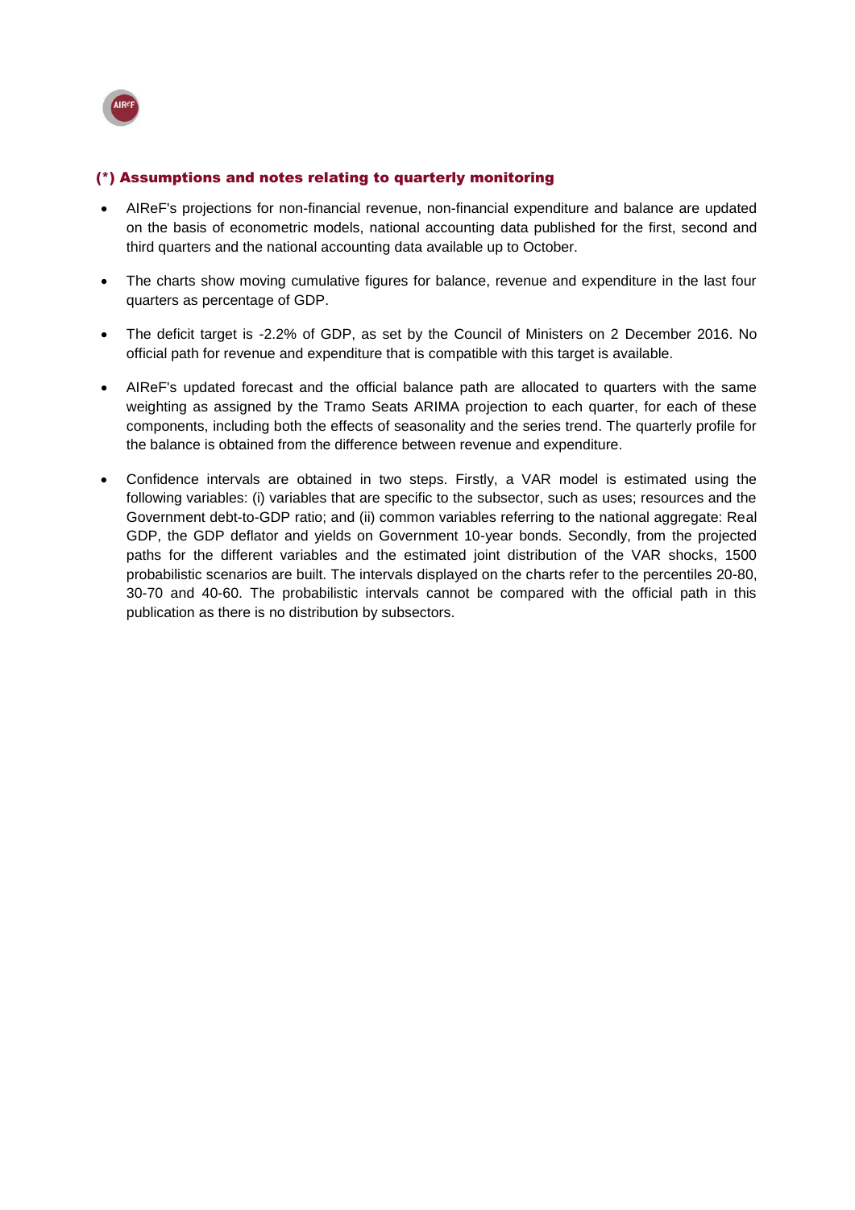## (*) Assumptions and notes relating to quarterly monitoring

- AIReF's projections for non-financial revenue, non-financial expenditure and balance are updated on the basis of econometric models, national accounting data published for the first, second and third quarters and the national accounting data available up to October.
- The charts show moving cumulative figures for balance, revenue and expenditure in the last four quarters as percentage of GDP.
- The deficit target is -2.2% of GDP, as set by the Council of Ministers on 2 December 2016. No official path for revenue and expenditure that is compatible with this target is available.
- AIReF's updated forecast and the official balance path are allocated to quarters with the same weighting as assigned by the Tramo Seats ARIMA projection to each quarter, for each of these components, including both the effects of seasonality and the series trend. The quarterly profile for the balance is obtained from the difference between revenue and expenditure.
- Confidence intervals are obtained in two steps. Firstly, a VAR model is estimated using the following variables: (i) variables that are specific to the subsector, such as uses; resources and the Government debt-to-GDP ratio; and (ii) common variables referring to the national aggregate: Real GDP, the GDP deflator and yields on Government 10-year bonds. Secondly, from the projected paths for the different variables and the estimated joint distribution of the VAR shocks, 1500 probabilistic scenarios are built. The intervals displayed on the charts refer to the percentiles 20-80, 30-70 and 40-60. The probabilistic intervals cannot be compared with the official path in this publication as there is no distribution by subsectors.